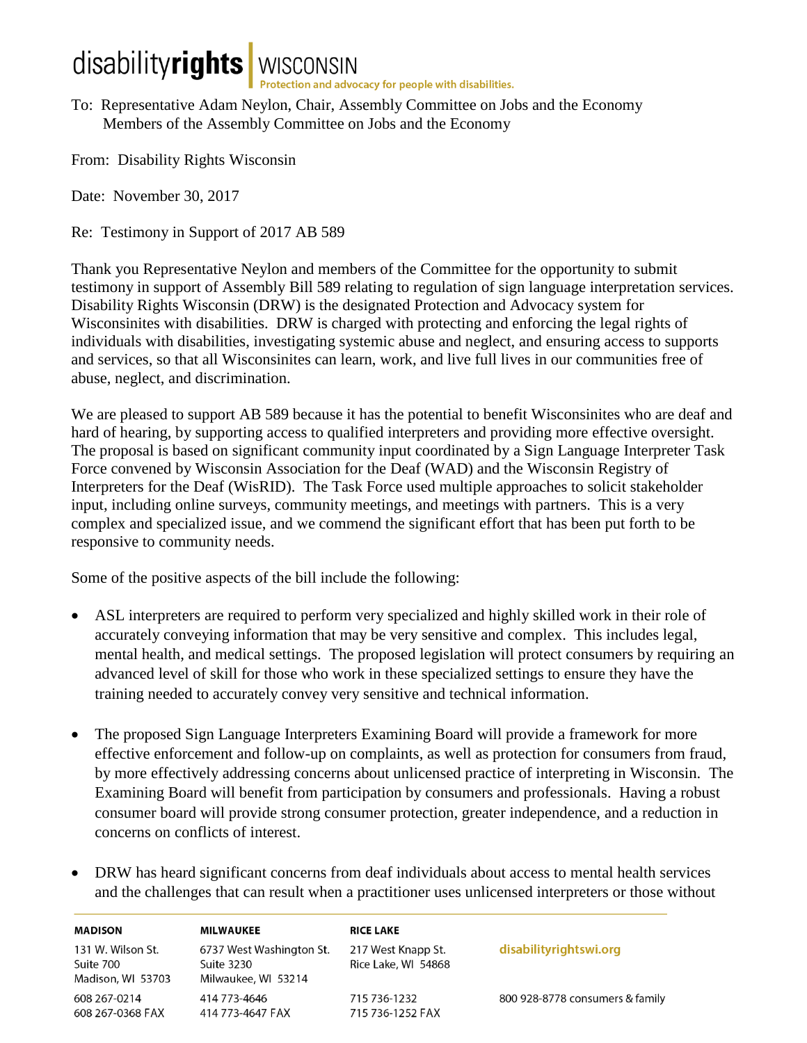disability**rights** | WISCONSIN
Protection and advocacy for people with disabilities.

To: Representative Adam Neylon, Chair, Assembly Committee on Jobs and the Economy
Members of the Assembly Committee on Jobs and the Economy

From: Disability Rights Wisconsin

Date: November 30, 2017

Re: Testimony in Support of 2017 AB 589

Thank you Representative Neylon and members of the Committee for the opportunity to submit testimony in support of Assembly Bill 589 relating to regulation of sign language interpretation services. Disability Rights Wisconsin (DRW) is the designated Protection and Advocacy system for Wisconsinites with disabilities. DRW is charged with protecting and enforcing the legal rights of individuals with disabilities, investigating systemic abuse and neglect, and ensuring access to supports and services, so that all Wisconsinites can learn, work, and live full lives in our communities free of abuse, neglect, and discrimination.

We are pleased to support AB 589 because it has the potential to benefit Wisconsinites who are deaf and hard of hearing, by supporting access to qualified interpreters and providing more effective oversight. The proposal is based on significant community input coordinated by a Sign Language Interpreter Task Force convened by Wisconsin Association for the Deaf (WAD) and the Wisconsin Registry of Interpreters for the Deaf (WisRID). The Task Force used multiple approaches to solicit stakeholder input, including online surveys, community meetings, and meetings with partners. This is a very complex and specialized issue, and we commend the significant effort that has been put forth to be responsive to community needs.

Some of the positive aspects of the bill include the following:

- ASL interpreters are required to perform very specialized and highly skilled work in their role of accurately conveying information that may be very sensitive and complex. This includes legal, mental health, and medical settings. The proposed legislation will protect consumers by requiring an advanced level of skill for those who work in these specialized settings to ensure they have the training needed to accurately convey very sensitive and technical information.

- The proposed Sign Language Interpreters Examining Board will provide a framework for more effective enforcement and follow-up on complaints, as well as protection for consumers from fraud, by more effectively addressing concerns about unlicensed practice of interpreting in Wisconsin. The Examining Board will benefit from participation by consumers and professionals. Having a robust consumer board will provide strong consumer protection, greater independence, and a reduction in concerns on conflicts of interest.

- DRW has heard significant concerns from deaf individuals about access to mental health services and the challenges that can result when a practitioner uses unlicensed interpreters or those without

| MADISON | MILWAUKEE | RICE LAKE | |
|---|---|---|---|
| 131 W. Wilson St. Suite 700 Madison, WI 53703 | 6737 West Washington St. Suite 3230 Milwaukee, WI 53214 | 217 West Knapp St. Rice Lake, WI 54868 | disabilityrightswi.org |
| 608 267-0214 608 267-0368 FAX | 414 773-4646 414 773-4647 FAX | 715 736-1232 715 736-1252 FAX | 800 928-8778 consumers & family |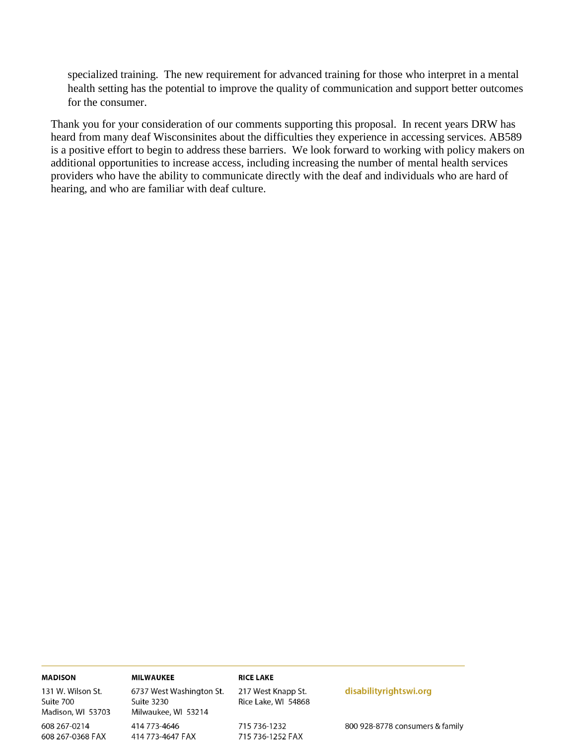specialized training. The new requirement for advanced training for those who interpret in a mental health setting has the potential to improve the quality of communication and support better outcomes for the consumer.

Thank you for your consideration of our comments supporting this proposal. In recent years DRW has heard from many deaf Wisconsinites about the difficulties they experience in accessing services. AB589 is a positive effort to begin to address these barriers. We look forward to working with policy makers on additional opportunities to increase access, including increasing the number of mental health services providers who have the ability to communicate directly with the deaf and individuals who are hard of hearing, and who are familiar with deaf culture.